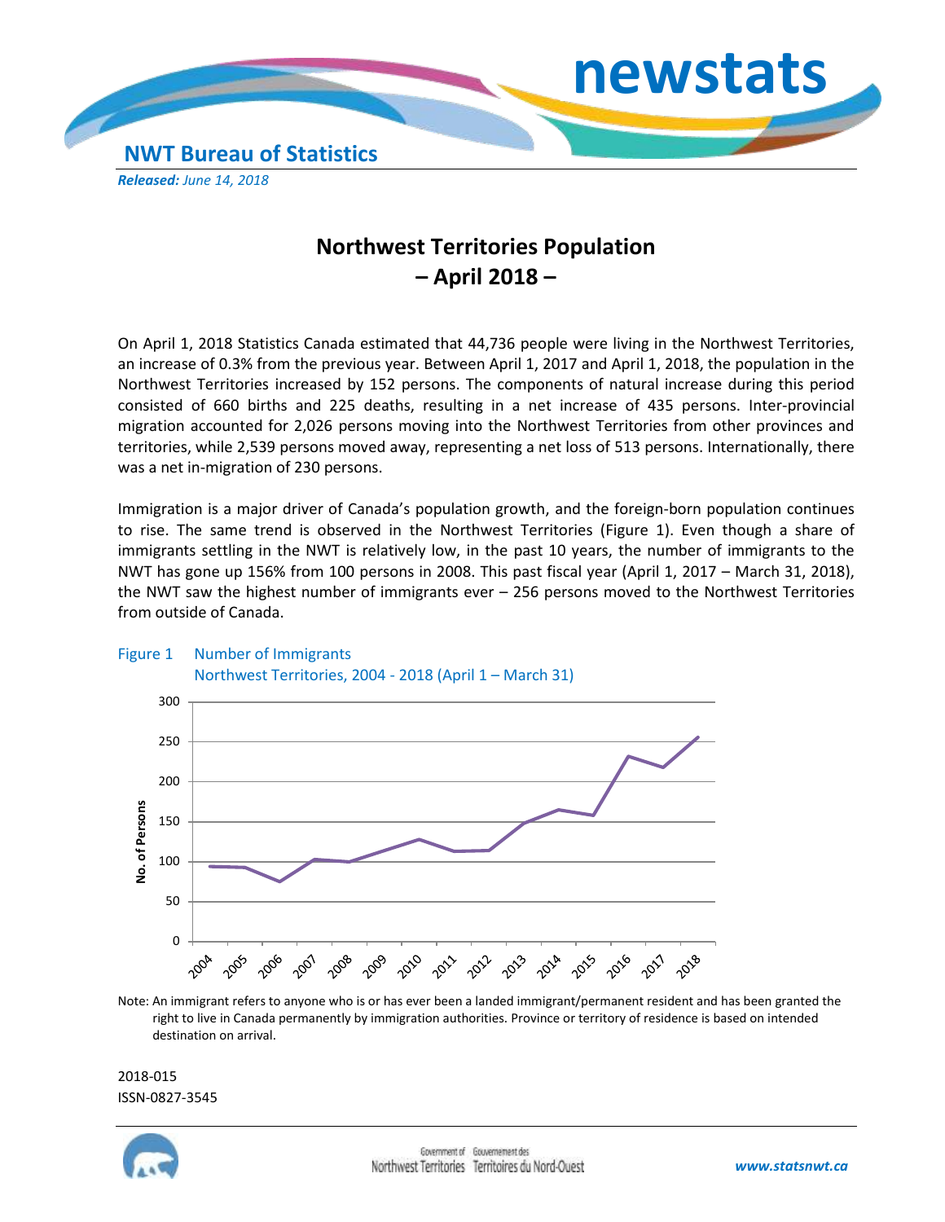NWT Bureau of Statistics

***Released:*** *June 14, 2018*

# Northwest Territories Population
# – April 2018 –

On April 1, 2018 Statistics Canada estimated that 44,736 people were living in the Northwest Territories, an increase of 0.3% from the previous year. Between April 1, 2017 and April 1, 2018, the population in the Northwest Territories increased by 152 persons. The components of natural increase during this period consisted of 660 births and 225 deaths, resulting in a net increase of 435 persons. Inter-provincial migration accounted for 2,026 persons moving into the Northwest Territories from other provinces and territories, while 2,539 persons moved away, representing a net loss of 513 persons. Internationally, there was a net in-migration of 230 persons.

Immigration is a major driver of Canada's population growth, and the foreign-born population continues to rise. The same trend is observed in the Northwest Territories (Figure 1). Even though a share of immigrants settling in the NWT is relatively low, in the past 10 years, the number of immigrants to the NWT has gone up 156% from 100 persons in 2008. This past fiscal year (April 1, 2017 – March 31, 2018), the NWT saw the highest number of immigrants ever – 256 persons moved to the Northwest Territories from outside of Canada.

Figure 1 Number of Immigrants
Northwest Territories, 2004 - 2018 (April 1 – March 31)

Note: An immigrant refers to anyone who is or has ever been a landed immigrant/permanent resident and has been granted the right to live in Canada permanently by immigration authorities. Province or territory of residence is based on intended destination on arrival.

2018-015
ISSN-0827-3545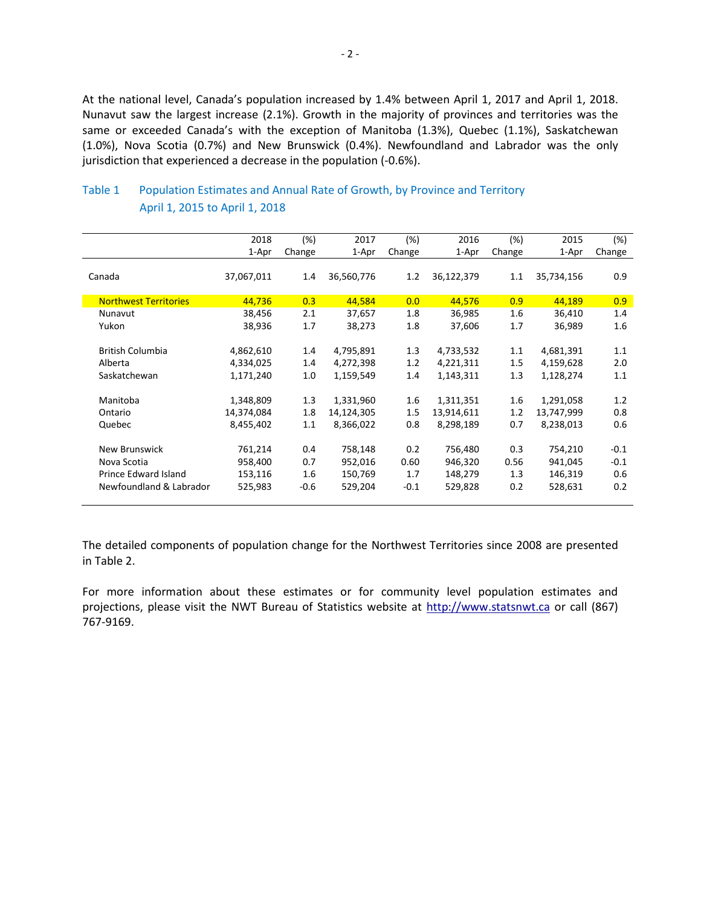At the national level, Canada's population increased by 1.4% between April 1, 2017 and April 1, 2018. Nunavut saw the largest increase (2.1%). Growth in the majority of provinces and territories was the same or exceeded Canada's with the exception of Manitoba (1.3%), Quebec (1.1%), Saskatchewan (1.0%), Nova Scotia (0.7%) and New Brunswick (0.4%). Newfoundland and Labrador was the only jurisdiction that experienced a decrease in the population (-0.6%).

### Table 1 Population Estimates and Annual Rate of Growth, by Province and Territory April 1, 2015 to April 1, 2018

| | 2018 1-Apr | (%) Change | 2017 1-Apr | (%) Change | 2016 1-Apr | (%) Change | 2015 1-Apr | (%) Change |
|---|---|---|---|---|---|---|---|---|
| Canada | 37,067,011 | 1.4 | 36,560,776 | 1.2 | 36,122,379 | 1.1 | 35,734,156 | 0.9 |
| Northwest Territories | 44,736 | 0.3 | 44,584 | 0.0 | 44,576 | 0.9 | 44,189 | 0.9 |
| Nunavut | 38,456 | 2.1 | 37,657 | 1.8 | 36,985 | 1.6 | 36,410 | 1.4 |
| Yukon | 38,936 | 1.7 | 38,273 | 1.8 | 37,606 | 1.7 | 36,989 | 1.6 |
| British Columbia | 4,862,610 | 1.4 | 4,795,891 | 1.3 | 4,733,532 | 1.1 | 4,681,391 | 1.1 |
| Alberta | 4,334,025 | 1.4 | 4,272,398 | 1.2 | 4,221,311 | 1.5 | 4,159,628 | 2.0 |
| Saskatchewan | 1,171,240 | 1.0 | 1,159,549 | 1.4 | 1,143,311 | 1.3 | 1,128,274 | 1.1 |
| Manitoba | 1,348,809 | 1.3 | 1,331,960 | 1.6 | 1,311,351 | 1.6 | 1,291,058 | 1.2 |
| Ontario | 14,374,084 | 1.8 | 14,124,305 | 1.5 | 13,914,611 | 1.2 | 13,747,999 | 0.8 |
| Quebec | 8,455,402 | 1.1 | 8,366,022 | 0.8 | 8,298,189 | 0.7 | 8,238,013 | 0.6 |
| New Brunswick | 761,214 | 0.4 | 758,148 | 0.2 | 756,480 | 0.3 | 754,210 | -0.1 |
| Nova Scotia | 958,400 | 0.7 | 952,016 | 0.60 | 946,320 | 0.56 | 941,045 | -0.1 |
| Prince Edward Island | 153,116 | 1.6 | 150,769 | 1.7 | 148,279 | 1.3 | 146,319 | 0.6 |
| Newfoundland & Labrador | 525,983 | -0.6 | 529,204 | -0.1 | 529,828 | 0.2 | 528,631 | 0.2 |

The detailed components of population change for the Northwest Territories since 2008 are presented in Table 2.

For more information about these estimates or for community level population estimates and projections, please visit the NWT Bureau of Statistics website at http://www.statsnwt.ca or call (867) 767-9169.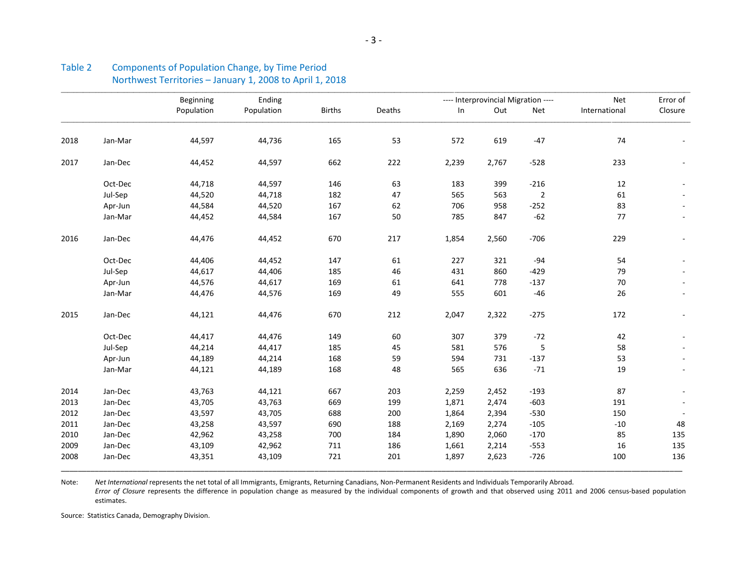## Table 2 Components of Population Change, by Time Period
### Northwest Territories – January 1, 2008 to April 1, 2018

| | | Beginning Population | Ending Population | Births | Deaths | ---- Interprovincial Migration ---- | | | Net International | Error of Closure |
|---|---|---|---|---|---|---|---|---|---|---|
| | | | | | | In | Out | Net | | |
| 2018 | Jan-Mar | 44,597 | 44,736 | 165 | 53 | 572 | 619 | -47 | 74 | - |
| 2017 | Jan-Dec | 44,452 | 44,597 | 662 | 222 | 2,239 | 2,767 | -528 | 233 | - |
| | Oct-Dec | 44,718 | 44,597 | 146 | 63 | 183 | 399 | -216 | 12 | - |
| | Jul-Sep | 44,520 | 44,718 | 182 | 47 | 565 | 563 | 2 | 61 | - |
| | Apr-Jun | 44,584 | 44,520 | 167 | 62 | 706 | 958 | -252 | 83 | - |
| | Jan-Mar | 44,452 | 44,584 | 167 | 50 | 785 | 847 | -62 | 77 | - |
| 2016 | Jan-Dec | 44,476 | 44,452 | 670 | 217 | 1,854 | 2,560 | -706 | 229 | - |
| | Oct-Dec | 44,406 | 44,452 | 147 | 61 | 227 | 321 | -94 | 54 | - |
| | Jul-Sep | 44,617 | 44,406 | 185 | 46 | 431 | 860 | -429 | 79 | - |
| | Apr-Jun | 44,576 | 44,617 | 169 | 61 | 641 | 778 | -137 | 70 | - |
| | Jan-Mar | 44,476 | 44,576 | 169 | 49 | 555 | 601 | -46 | 26 | - |
| 2015 | Jan-Dec | 44,121 | 44,476 | 670 | 212 | 2,047 | 2,322 | -275 | 172 | - |
| | Oct-Dec | 44,417 | 44,476 | 149 | 60 | 307 | 379 | -72 | 42 | - |
| | Jul-Sep | 44,214 | 44,417 | 185 | 45 | 581 | 576 | 5 | 58 | - |
| | Apr-Jun | 44,189 | 44,214 | 168 | 59 | 594 | 731 | -137 | 53 | - |
| | Jan-Mar | 44,121 | 44,189 | 168 | 48 | 565 | 636 | -71 | 19 | - |
| 2014 | Jan-Dec | 43,763 | 44,121 | 667 | 203 | 2,259 | 2,452 | -193 | 87 | - |
| 2013 | Jan-Dec | 43,705 | 43,763 | 669 | 199 | 1,871 | 2,474 | -603 | 191 | - |
| 2012 | Jan-Dec | 43,597 | 43,705 | 688 | 200 | 1,864 | 2,394 | -530 | 150 | - |
| 2011 | Jan-Dec | 43,258 | 43,597 | 690 | 188 | 2,169 | 2,274 | -105 | -10 | 48 |
| 2010 | Jan-Dec | 42,962 | 43,258 | 700 | 184 | 1,890 | 2,060 | -170 | 85 | 135 |
| 2009 | Jan-Dec | 43,109 | 42,962 | 711 | 186 | 1,661 | 2,214 | -553 | 16 | 135 |
| 2008 | Jan-Dec | 43,351 | 43,109 | 721 | 201 | 1,897 | 2,623 | -726 | 100 | 136 |

Note: *Net International* represents the net total of all Immigrants, Emigrants, Returning Canadians, Non-Permanent Residents and Individuals Temporarily Abroad.
*Error of Closure* represents the difference in population change as measured by the individual components of growth and that observed using 2011 and 2006 census-based population estimates.

Source: Statistics Canada, Demography Division.